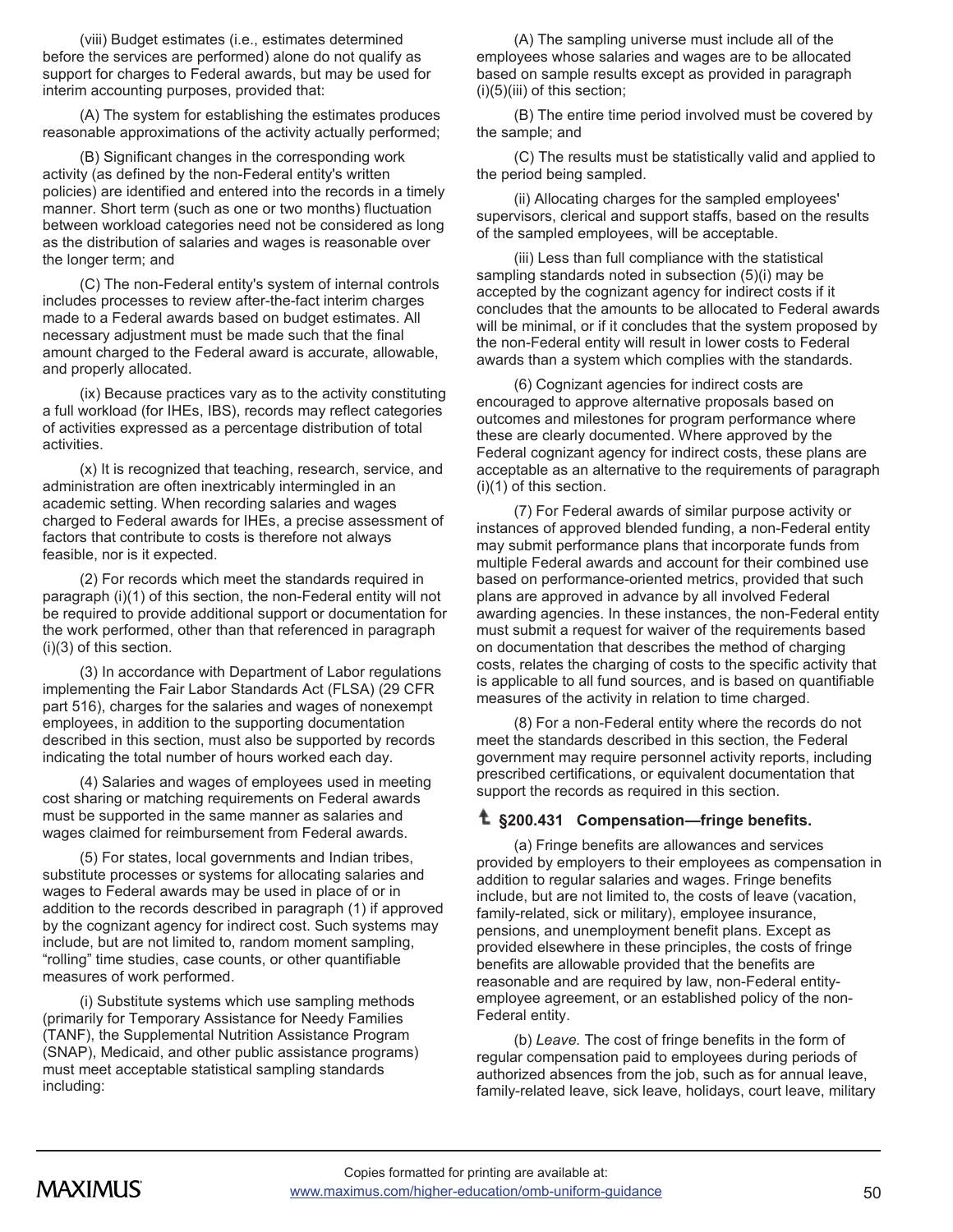(viii) Budget estimates (i.e., estimates determined before the services are performed) alone do not qualify as support for charges to Federal awards, but may be used for interim accounting purposes, provided that:

(A) The system for establishing the estimates produces reasonable approximations of the activity actually performed;

(B) Significant changes in the corresponding work activity (as defined by the non-Federal entity's written policies) are identified and entered into the records in a timely manner. Short term (such as one or two months) fluctuation between workload categories need not be considered as long as the distribution of salaries and wages is reasonable over the longer term; and

(C) The non-Federal entity's system of internal controls includes processes to review after-the-fact interim charges made to a Federal awards based on budget estimates. All necessary adjustment must be made such that the final amount charged to the Federal award is accurate, allowable, and properly allocated.

(ix) Because practices vary as to the activity constituting a full workload (for IHEs, IBS), records may reflect categories of activities expressed as a percentage distribution of total activities.

(x) It is recognized that teaching, research, service, and administration are often inextricably intermingled in an academic setting. When recording salaries and wages charged to Federal awards for IHEs, a precise assessment of factors that contribute to costs is therefore not always feasible, nor is it expected.

(2) For records which meet the standards required in paragraph (i)(1) of this section, the non-Federal entity will not be required to provide additional support or documentation for the work performed, other than that referenced in paragraph (i)(3) of this section.

(3) In accordance with Department of Labor regulations implementing the Fair Labor Standards Act (FLSA) (29 CFR part 516), charges for the salaries and wages of nonexempt employees, in addition to the supporting documentation described in this section, must also be supported by records indicating the total number of hours worked each day.

(4) Salaries and wages of employees used in meeting cost sharing or matching requirements on Federal awards must be supported in the same manner as salaries and wages claimed for reimbursement from Federal awards.

(5) For states, local governments and Indian tribes, substitute processes or systems for allocating salaries and wages to Federal awards may be used in place of or in addition to the records described in paragraph (1) if approved by the cognizant agency for indirect cost. Such systems may include, but are not limited to, random moment sampling, "rolling" time studies, case counts, or other quantifiable measures of work performed.

(i) Substitute systems which use sampling methods (primarily for Temporary Assistance for Needy Families (TANF), the Supplemental Nutrition Assistance Program (SNAP), Medicaid, and other public assistance programs) must meet acceptable statistical sampling standards including:

(A) The sampling universe must include all of the employees whose salaries and wages are to be allocated based on sample results except as provided in paragraph (i)(5)(iii) of this section;

(B) The entire time period involved must be covered by the sample; and

(C) The results must be statistically valid and applied to the period being sampled.

(ii) Allocating charges for the sampled employees' supervisors, clerical and support staffs, based on the results of the sampled employees, will be acceptable.

(iii) Less than full compliance with the statistical sampling standards noted in subsection (5)(i) may be accepted by the cognizant agency for indirect costs if it concludes that the amounts to be allocated to Federal awards will be minimal, or if it concludes that the system proposed by the non-Federal entity will result in lower costs to Federal awards than a system which complies with the standards.

(6) Cognizant agencies for indirect costs are encouraged to approve alternative proposals based on outcomes and milestones for program performance where these are clearly documented. Where approved by the Federal cognizant agency for indirect costs, these plans are acceptable as an alternative to the requirements of paragraph (i)(1) of this section.

(7) For Federal awards of similar purpose activity or instances of approved blended funding, a non-Federal entity may submit performance plans that incorporate funds from multiple Federal awards and account for their combined use based on performance-oriented metrics, provided that such plans are approved in advance by all involved Federal awarding agencies. In these instances, the non-Federal entity must submit a request for waiver of the requirements based on documentation that describes the method of charging costs, relates the charging of costs to the specific activity that is applicable to all fund sources, and is based on quantifiable measures of the activity in relation to time charged.

(8) For a non-Federal entity where the records do not meet the standards described in this section, the Federal government may require personnel activity reports, including prescribed certifications, or equivalent documentation that support the records as required in this section.

## §200.431 Compensation—fringe benefits.

(a) Fringe benefits are allowances and services provided by employers to their employees as compensation in addition to regular salaries and wages. Fringe benefits include, but are not limited to, the costs of leave (vacation, family-related, sick or military), employee insurance, pensions, and unemployment benefit plans. Except as provided elsewhere in these principles, the costs of fringe benefits are allowable provided that the benefits are reasonable and are required by law, non-Federal entity-employee agreement, or an established policy of the non-Federal entity.

(b) *Leave.* The cost of fringe benefits in the form of regular compensation paid to employees during periods of authorized absences from the job, such as for annual leave, family-related leave, sick leave, holidays, court leave, military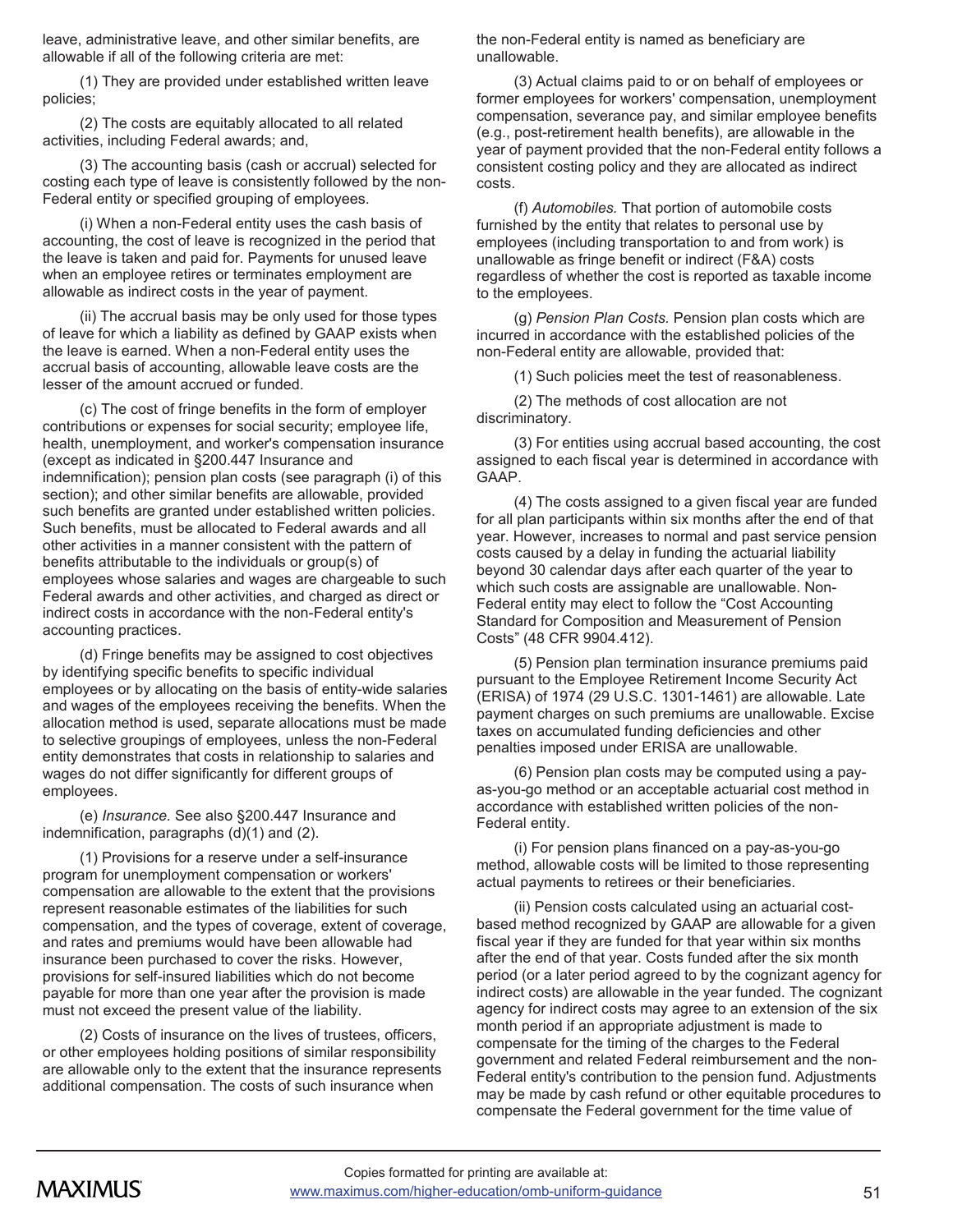leave, administrative leave, and other similar benefits, are allowable if all of the following criteria are met:

(1) They are provided under established written leave policies;

(2) The costs are equitably allocated to all related activities, including Federal awards; and,

(3) The accounting basis (cash or accrual) selected for costing each type of leave is consistently followed by the non-Federal entity or specified grouping of employees.

(i) When a non-Federal entity uses the cash basis of accounting, the cost of leave is recognized in the period that the leave is taken and paid for. Payments for unused leave when an employee retires or terminates employment are allowable as indirect costs in the year of payment.

(ii) The accrual basis may be only used for those types of leave for which a liability as defined by GAAP exists when the leave is earned. When a non-Federal entity uses the accrual basis of accounting, allowable leave costs are the lesser of the amount accrued or funded.

(c) The cost of fringe benefits in the form of employer contributions or expenses for social security; employee life, health, unemployment, and worker's compensation insurance (except as indicated in §200.447 Insurance and indemnification); pension plan costs (see paragraph (i) of this section); and other similar benefits are allowable, provided such benefits are granted under established written policies. Such benefits, must be allocated to Federal awards and all other activities in a manner consistent with the pattern of benefits attributable to the individuals or group(s) of employees whose salaries and wages are chargeable to such Federal awards and other activities, and charged as direct or indirect costs in accordance with the non-Federal entity's accounting practices.

(d) Fringe benefits may be assigned to cost objectives by identifying specific benefits to specific individual employees or by allocating on the basis of entity-wide salaries and wages of the employees receiving the benefits. When the allocation method is used, separate allocations must be made to selective groupings of employees, unless the non-Federal entity demonstrates that costs in relationship to salaries and wages do not differ significantly for different groups of employees.

(e) *Insurance.* See also §200.447 Insurance and indemnification, paragraphs (d)(1) and (2).

(1) Provisions for a reserve under a self-insurance program for unemployment compensation or workers' compensation are allowable to the extent that the provisions represent reasonable estimates of the liabilities for such compensation, and the types of coverage, extent of coverage, and rates and premiums would have been allowable had insurance been purchased to cover the risks. However, provisions for self-insured liabilities which do not become payable for more than one year after the provision is made must not exceed the present value of the liability.

(2) Costs of insurance on the lives of trustees, officers, or other employees holding positions of similar responsibility are allowable only to the extent that the insurance represents additional compensation. The costs of such insurance when the non-Federal entity is named as beneficiary are unallowable.

(3) Actual claims paid to or on behalf of employees or former employees for workers' compensation, unemployment compensation, severance pay, and similar employee benefits (e.g., post-retirement health benefits), are allowable in the year of payment provided that the non-Federal entity follows a consistent costing policy and they are allocated as indirect costs.

(f) *Automobiles.* That portion of automobile costs furnished by the entity that relates to personal use by employees (including transportation to and from work) is unallowable as fringe benefit or indirect (F&A) costs regardless of whether the cost is reported as taxable income to the employees.

(g) *Pension Plan Costs.* Pension plan costs which are incurred in accordance with the established policies of the non-Federal entity are allowable, provided that:

(1) Such policies meet the test of reasonableness.

(2) The methods of cost allocation are not discriminatory.

(3) For entities using accrual based accounting, the cost assigned to each fiscal year is determined in accordance with GAAP.

(4) The costs assigned to a given fiscal year are funded for all plan participants within six months after the end of that year. However, increases to normal and past service pension costs caused by a delay in funding the actuarial liability beyond 30 calendar days after each quarter of the year to which such costs are assignable are unallowable. Non-Federal entity may elect to follow the "Cost Accounting Standard for Composition and Measurement of Pension Costs" (48 CFR 9904.412).

(5) Pension plan termination insurance premiums paid pursuant to the Employee Retirement Income Security Act (ERISA) of 1974 (29 U.S.C. 1301-1461) are allowable. Late payment charges on such premiums are unallowable. Excise taxes on accumulated funding deficiencies and other penalties imposed under ERISA are unallowable.

(6) Pension plan costs may be computed using a pay-as-you-go method or an acceptable actuarial cost method in accordance with established written policies of the non-Federal entity.

(i) For pension plans financed on a pay-as-you-go method, allowable costs will be limited to those representing actual payments to retirees or their beneficiaries.

(ii) Pension costs calculated using an actuarial cost-based method recognized by GAAP are allowable for a given fiscal year if they are funded for that year within six months after the end of that year. Costs funded after the six month period (or a later period agreed to by the cognizant agency for indirect costs) are allowable in the year funded. The cognizant agency for indirect costs may agree to an extension of the six month period if an appropriate adjustment is made to compensate for the timing of the charges to the Federal government and related Federal reimbursement and the non-Federal entity's contribution to the pension fund. Adjustments may be made by cash refund or other equitable procedures to compensate the Federal government for the time value of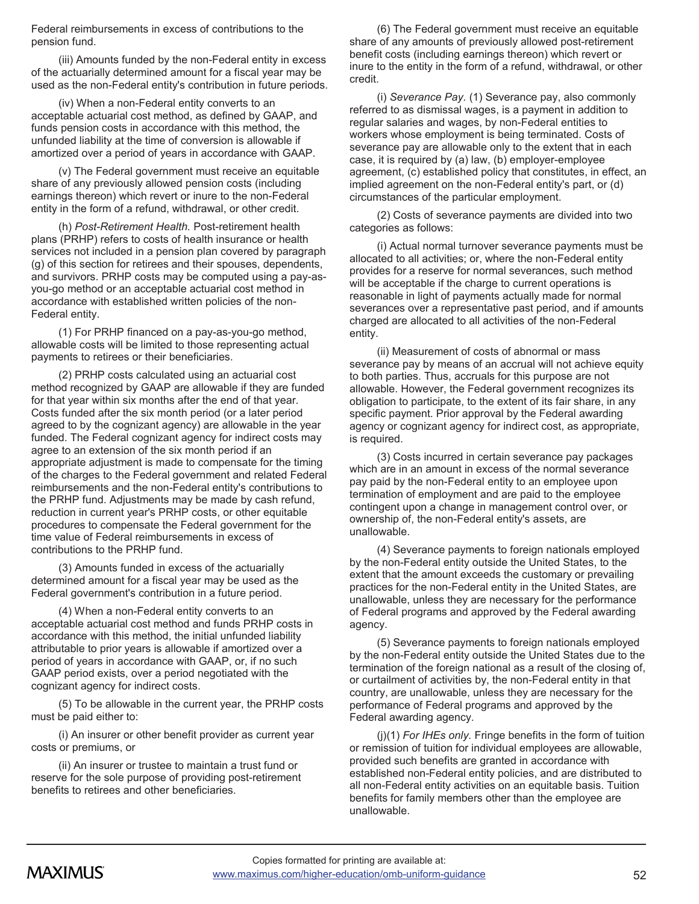Federal reimbursements in excess of contributions to the pension fund.

(iii) Amounts funded by the non-Federal entity in excess of the actuarially determined amount for a fiscal year may be used as the non-Federal entity's contribution in future periods.

(iv) When a non-Federal entity converts to an acceptable actuarial cost method, as defined by GAAP, and funds pension costs in accordance with this method, the unfunded liability at the time of conversion is allowable if amortized over a period of years in accordance with GAAP.

(v) The Federal government must receive an equitable share of any previously allowed pension costs (including earnings thereon) which revert or inure to the non-Federal entity in the form of a refund, withdrawal, or other credit.

(h) *Post-Retirement Health.* Post-retirement health plans (PRHP) refers to costs of health insurance or health services not included in a pension plan covered by paragraph (g) of this section for retirees and their spouses, dependents, and survivors. PRHP costs may be computed using a pay-as-you-go method or an acceptable actuarial cost method in accordance with established written policies of the non-Federal entity.

(1) For PRHP financed on a pay-as-you-go method, allowable costs will be limited to those representing actual payments to retirees or their beneficiaries.

(2) PRHP costs calculated using an actuarial cost method recognized by GAAP are allowable if they are funded for that year within six months after the end of that year. Costs funded after the six month period (or a later period agreed to by the cognizant agency) are allowable in the year funded. The Federal cognizant agency for indirect costs may agree to an extension of the six month period if an appropriate adjustment is made to compensate for the timing of the charges to the Federal government and related Federal reimbursements and the non-Federal entity's contributions to the PRHP fund. Adjustments may be made by cash refund, reduction in current year's PRHP costs, or other equitable procedures to compensate the Federal government for the time value of Federal reimbursements in excess of contributions to the PRHP fund.

(3) Amounts funded in excess of the actuarially determined amount for a fiscal year may be used as the Federal government's contribution in a future period.

(4) When a non-Federal entity converts to an acceptable actuarial cost method and funds PRHP costs in accordance with this method, the initial unfunded liability attributable to prior years is allowable if amortized over a period of years in accordance with GAAP, or, if no such GAAP period exists, over a period negotiated with the cognizant agency for indirect costs.

(5) To be allowable in the current year, the PRHP costs must be paid either to:

(i) An insurer or other benefit provider as current year costs or premiums, or

(ii) An insurer or trustee to maintain a trust fund or reserve for the sole purpose of providing post-retirement benefits to retirees and other beneficiaries.

(6) The Federal government must receive an equitable share of any amounts of previously allowed post-retirement benefit costs (including earnings thereon) which revert or inure to the entity in the form of a refund, withdrawal, or other credit.

(i) *Severance Pay.* (1) Severance pay, also commonly referred to as dismissal wages, is a payment in addition to regular salaries and wages, by non-Federal entities to workers whose employment is being terminated. Costs of severance pay are allowable only to the extent that in each case, it is required by (a) law, (b) employer-employee agreement, (c) established policy that constitutes, in effect, an implied agreement on the non-Federal entity's part, or (d) circumstances of the particular employment.

(2) Costs of severance payments are divided into two categories as follows:

(i) Actual normal turnover severance payments must be allocated to all activities; or, where the non-Federal entity provides for a reserve for normal severances, such method will be acceptable if the charge to current operations is reasonable in light of payments actually made for normal severances over a representative past period, and if amounts charged are allocated to all activities of the non-Federal entity.

(ii) Measurement of costs of abnormal or mass severance pay by means of an accrual will not achieve equity to both parties. Thus, accruals for this purpose are not allowable. However, the Federal government recognizes its obligation to participate, to the extent of its fair share, in any specific payment. Prior approval by the Federal awarding agency or cognizant agency for indirect cost, as appropriate, is required.

(3) Costs incurred in certain severance pay packages which are in an amount in excess of the normal severance pay paid by the non-Federal entity to an employee upon termination of employment and are paid to the employee contingent upon a change in management control over, or ownership of, the non-Federal entity's assets, are unallowable.

(4) Severance payments to foreign nationals employed by the non-Federal entity outside the United States, to the extent that the amount exceeds the customary or prevailing practices for the non-Federal entity in the United States, are unallowable, unless they are necessary for the performance of Federal programs and approved by the Federal awarding agency.

(5) Severance payments to foreign nationals employed by the non-Federal entity outside the United States due to the termination of the foreign national as a result of the closing of, or curtailment of activities by, the non-Federal entity in that country, are unallowable, unless they are necessary for the performance of Federal programs and approved by the Federal awarding agency.

(j)(1) *For IHEs only.* Fringe benefits in the form of tuition or remission of tuition for individual employees are allowable, provided such benefits are granted in accordance with established non-Federal entity policies, and are distributed to all non-Federal entity activities on an equitable basis. Tuition benefits for family members other than the employee are unallowable.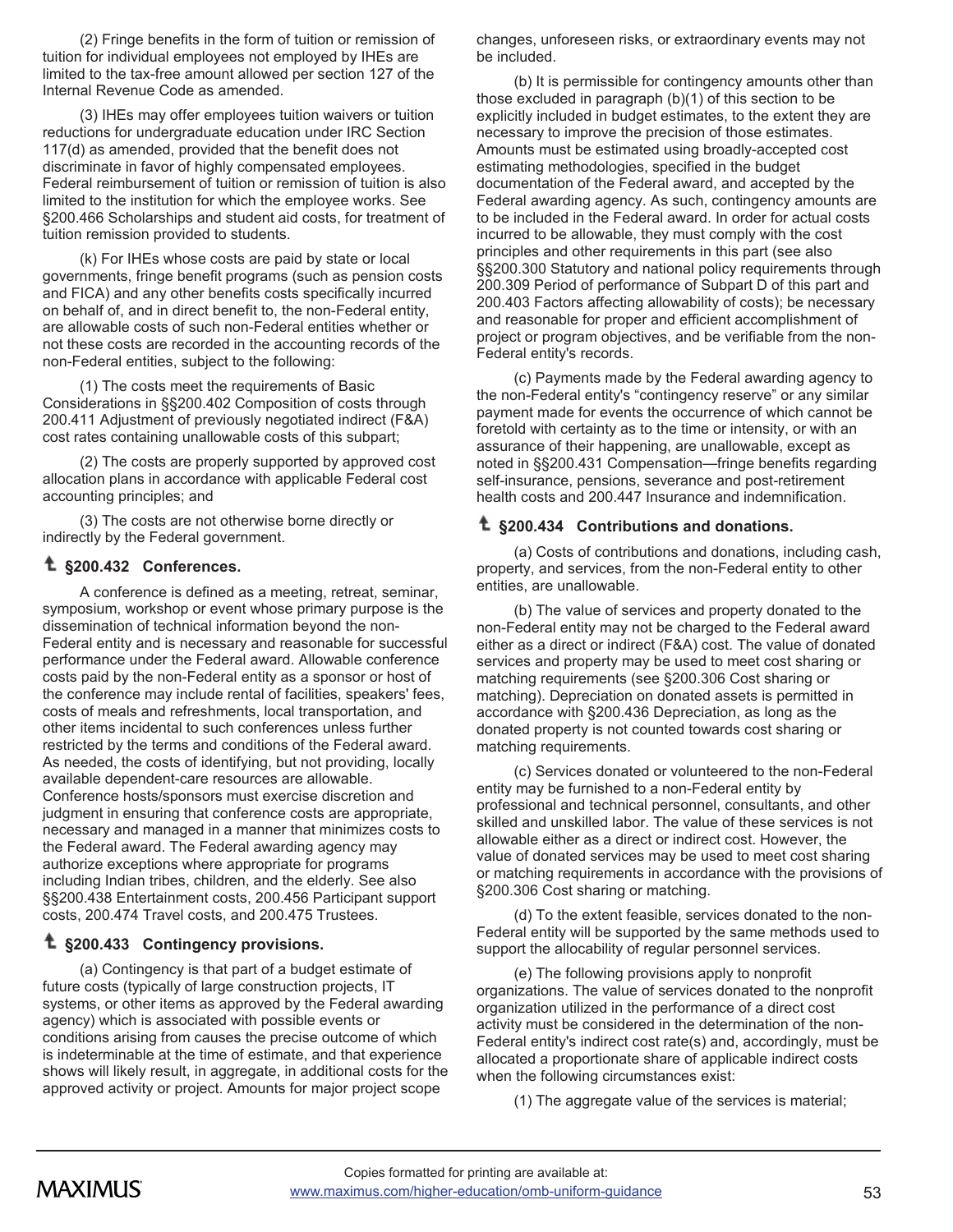(2) Fringe benefits in the form of tuition or remission of tuition for individual employees not employed by IHEs are limited to the tax-free amount allowed per section 127 of the Internal Revenue Code as amended.

(3) IHEs may offer employees tuition waivers or tuition reductions for undergraduate education under IRC Section 117(d) as amended, provided that the benefit does not discriminate in favor of highly compensated employees. Federal reimbursement of tuition or remission of tuition is also limited to the institution for which the employee works. See §200.466 Scholarships and student aid costs, for treatment of tuition remission provided to students.

(k) For IHEs whose costs are paid by state or local governments, fringe benefit programs (such as pension costs and FICA) and any other benefits costs specifically incurred on behalf of, and in direct benefit to, the non-Federal entity, are allowable costs of such non-Federal entities whether or not these costs are recorded in the accounting records of the non-Federal entities, subject to the following:

(1) The costs meet the requirements of Basic Considerations in §§200.402 Composition of costs through 200.411 Adjustment of previously negotiated indirect (F&A) cost rates containing unallowable costs of this subpart;

(2) The costs are properly supported by approved cost allocation plans in accordance with applicable Federal cost accounting principles; and

(3) The costs are not otherwise borne directly or indirectly by the Federal government.

### §200.432 Conferences.

A conference is defined as a meeting, retreat, seminar, symposium, workshop or event whose primary purpose is the dissemination of technical information beyond the non-Federal entity and is necessary and reasonable for successful performance under the Federal award. Allowable conference costs paid by the non-Federal entity as a sponsor or host of the conference may include rental of facilities, speakers' fees, costs of meals and refreshments, local transportation, and other items incidental to such conferences unless further restricted by the terms and conditions of the Federal award. As needed, the costs of identifying, but not providing, locally available dependent-care resources are allowable. Conference hosts/sponsors must exercise discretion and judgment in ensuring that conference costs are appropriate, necessary and managed in a manner that minimizes costs to the Federal award. The Federal awarding agency may authorize exceptions where appropriate for programs including Indian tribes, children, and the elderly. See also §§200.438 Entertainment costs, 200.456 Participant support costs, 200.474 Travel costs, and 200.475 Trustees.

### §200.433 Contingency provisions.

(a) Contingency is that part of a budget estimate of future costs (typically of large construction projects, IT systems, or other items as approved by the Federal awarding agency) which is associated with possible events or conditions arising from causes the precise outcome of which is indeterminable at the time of estimate, and that experience shows will likely result, in aggregate, in additional costs for the approved activity or project. Amounts for major project scope changes, unforeseen risks, or extraordinary events may not be included.

(b) It is permissible for contingency amounts other than those excluded in paragraph (b)(1) of this section to be explicitly included in budget estimates, to the extent they are necessary to improve the precision of those estimates. Amounts must be estimated using broadly-accepted cost estimating methodologies, specified in the budget documentation of the Federal award, and accepted by the Federal awarding agency. As such, contingency amounts are to be included in the Federal award. In order for actual costs incurred to be allowable, they must comply with the cost principles and other requirements in this part (see also §§200.300 Statutory and national policy requirements through 200.309 Period of performance of Subpart D of this part and 200.403 Factors affecting allowability of costs); be necessary and reasonable for proper and efficient accomplishment of project or program objectives, and be verifiable from the non-Federal entity's records.

(c) Payments made by the Federal awarding agency to the non-Federal entity's "contingency reserve" or any similar payment made for events the occurrence of which cannot be foretold with certainty as to the time or intensity, or with an assurance of their happening, are unallowable, except as noted in §§200.431 Compensation—fringe benefits regarding self-insurance, pensions, severance and post-retirement health costs and 200.447 Insurance and indemnification.

### §200.434 Contributions and donations.

(a) Costs of contributions and donations, including cash, property, and services, from the non-Federal entity to other entities, are unallowable.

(b) The value of services and property donated to the non-Federal entity may not be charged to the Federal award either as a direct or indirect (F&A) cost. The value of donated services and property may be used to meet cost sharing or matching requirements (see §200.306 Cost sharing or matching). Depreciation on donated assets is permitted in accordance with §200.436 Depreciation, as long as the donated property is not counted towards cost sharing or matching requirements.

(c) Services donated or volunteered to the non-Federal entity may be furnished to a non-Federal entity by professional and technical personnel, consultants, and other skilled and unskilled labor. The value of these services is not allowable either as a direct or indirect cost. However, the value of donated services may be used to meet cost sharing or matching requirements in accordance with the provisions of §200.306 Cost sharing or matching.

(d) To the extent feasible, services donated to the non-Federal entity will be supported by the same methods used to support the allocability of regular personnel services.

(e) The following provisions apply to nonprofit organizations. The value of services donated to the nonprofit organization utilized in the performance of a direct cost activity must be considered in the determination of the non-Federal entity's indirect cost rate(s) and, accordingly, must be allocated a proportionate share of applicable indirect costs when the following circumstances exist:

(1) The aggregate value of the services is material;